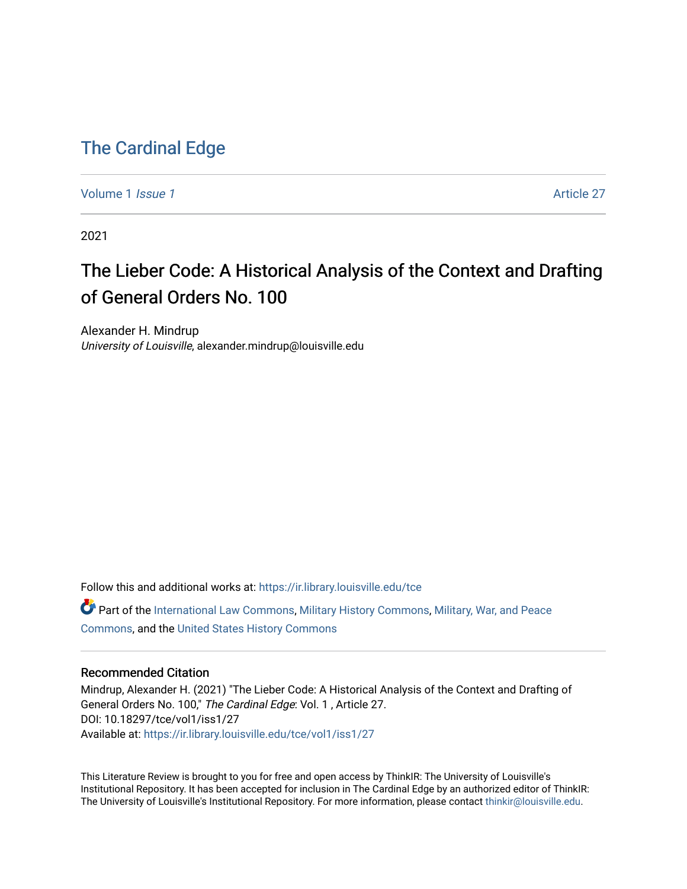# The Cardinal Edge

Volume 1 *Issue 1* Article 27

2021

## The Lieber Code: A Historical Analysis of the Context and Drafting of General Orders No. 100

Alexander H. Mindrup
*University of Louisville*, alexander.mindrup@louisville.edu

Follow this and additional works at: https://ir.library.louisville.edu/tce

Part of the International Law Commons, Military History Commons, Military, War, and Peace Commons, and the United States History Commons

### Recommended Citation

Mindrup, Alexander H. (2021) "The Lieber Code: A Historical Analysis of the Context and Drafting of General Orders No. 100," *The Cardinal Edge*: Vol. 1 , Article 27.
DOI: 10.18297/tce/vol1/iss1/27
Available at: https://ir.library.louisville.edu/tce/vol1/iss1/27

This Literature Review is brought to you for free and open access by ThinkIR: The University of Louisville's Institutional Repository. It has been accepted for inclusion in The Cardinal Edge by an authorized editor of ThinkIR: The University of Louisville's Institutional Repository. For more information, please contact thinkir@louisville.edu.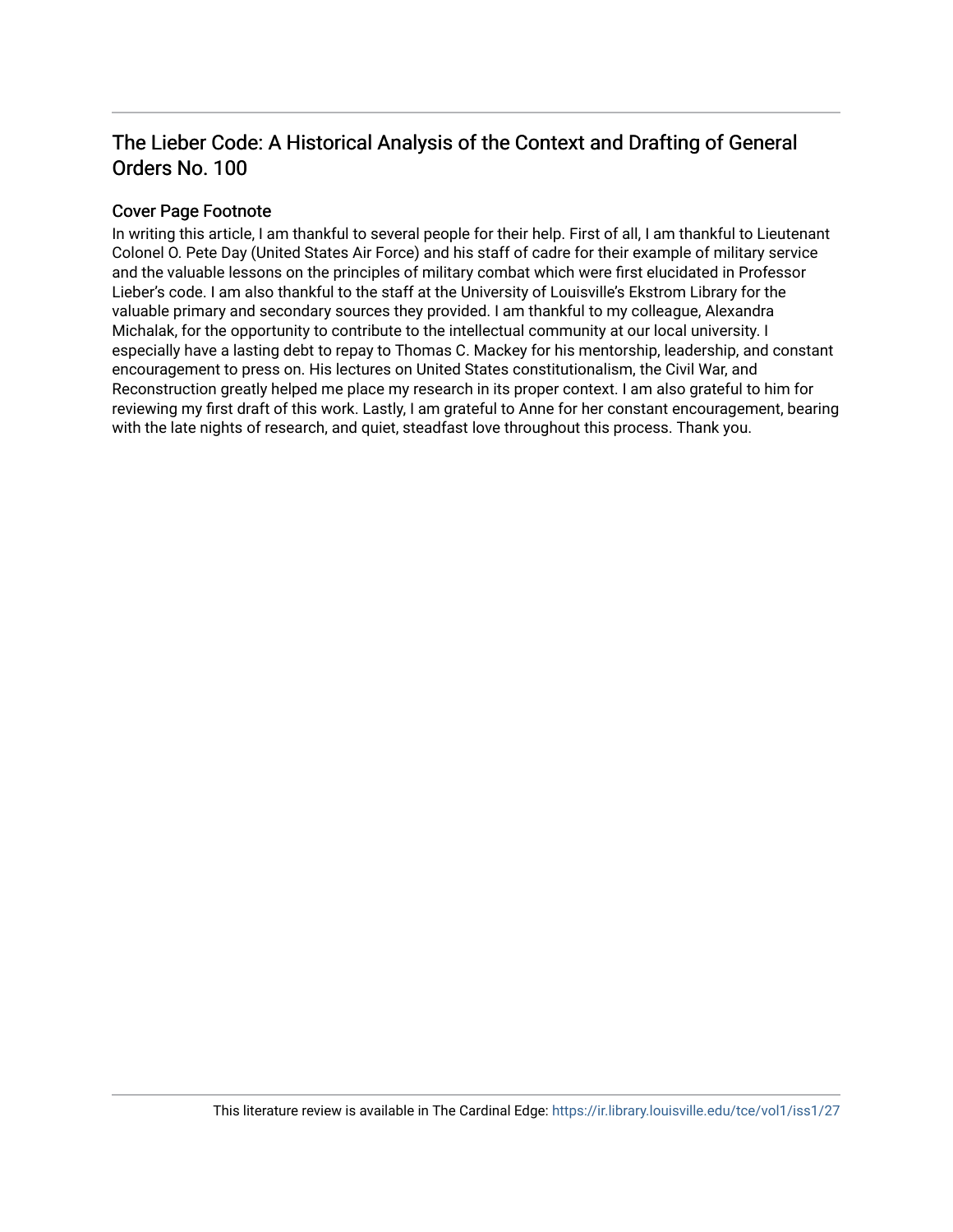## The Lieber Code: A Historical Analysis of the Context and Drafting of General Orders No. 100

### Cover Page Footnote

In writing this article, I am thankful to several people for their help. First of all, I am thankful to Lieutenant Colonel O. Pete Day (United States Air Force) and his staff of cadre for their example of military service and the valuable lessons on the principles of military combat which were first elucidated in Professor Lieber's code. I am also thankful to the staff at the University of Louisville's Ekstrom Library for the valuable primary and secondary sources they provided. I am thankful to my colleague, Alexandra Michalak, for the opportunity to contribute to the intellectual community at our local university. I especially have a lasting debt to repay to Thomas C. Mackey for his mentorship, leadership, and constant encouragement to press on. His lectures on United States constitutionalism, the Civil War, and Reconstruction greatly helped me place my research in its proper context. I am also grateful to him for reviewing my first draft of this work. Lastly, I am grateful to Anne for her constant encouragement, bearing with the late nights of research, and quiet, steadfast love throughout this process. Thank you.

This literature review is available in The Cardinal Edge: https://ir.library.louisville.edu/tce/vol1/iss1/27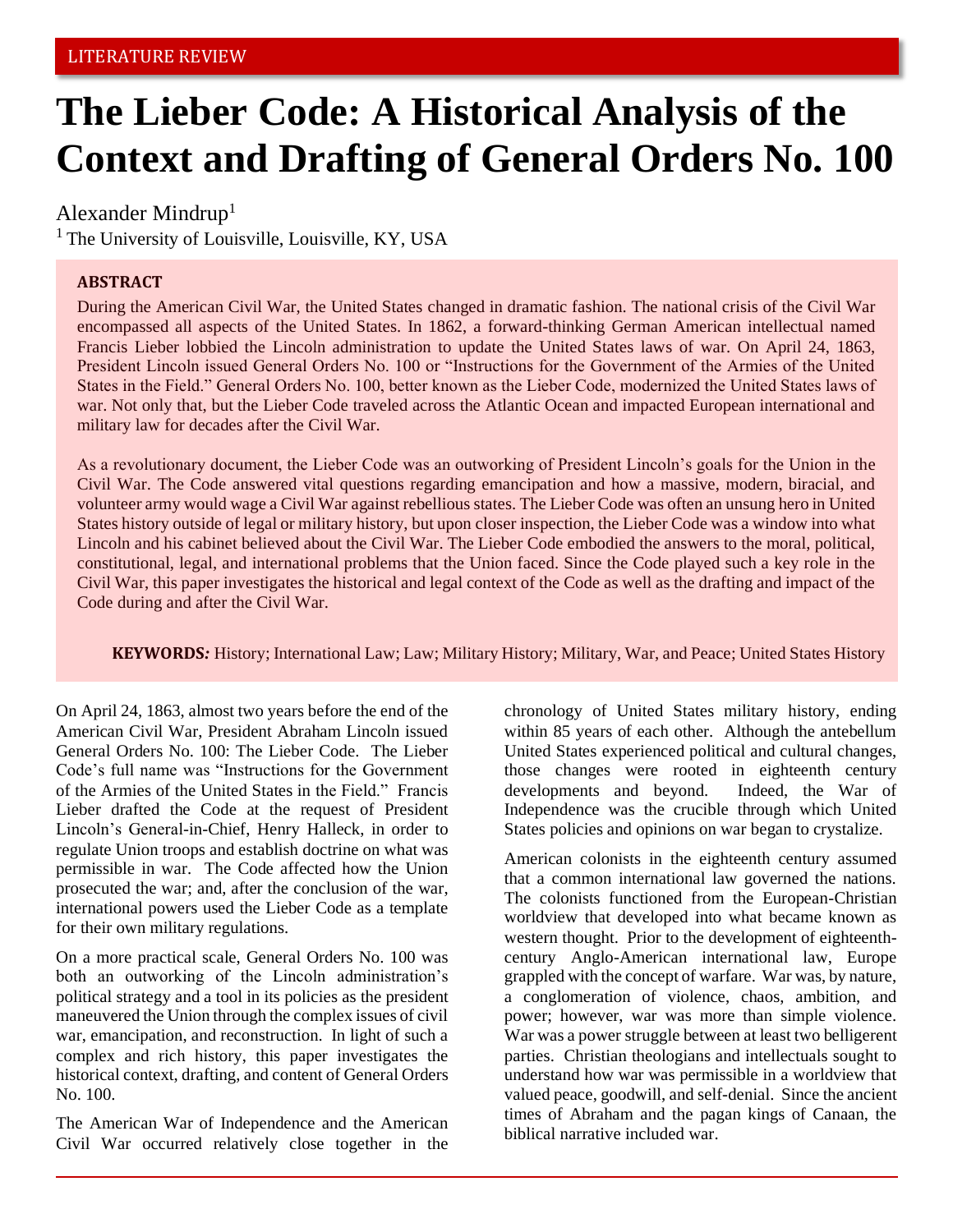LITERATURE REVIEW

# The Lieber Code: A Historical Analysis of the Context and Drafting of General Orders No. 100

Alexander Mindrup[1]

[1] The University of Louisville, Louisville, KY, USA

**ABSTRACT**

During the American Civil War, the United States changed in dramatic fashion. The national crisis of the Civil War encompassed all aspects of the United States. In 1862, a forward-thinking German American intellectual named Francis Lieber lobbied the Lincoln administration to update the United States laws of war. On April 24, 1863, President Lincoln issued General Orders No. 100 or "Instructions for the Government of the Armies of the United States in the Field." General Orders No. 100, better known as the Lieber Code, modernized the United States laws of war. Not only that, but the Lieber Code traveled across the Atlantic Ocean and impacted European international and military law for decades after the Civil War.

As a revolutionary document, the Lieber Code was an outworking of President Lincoln's goals for the Union in the Civil War. The Code answered vital questions regarding emancipation and how a massive, modern, biracial, and volunteer army would wage a Civil War against rebellious states. The Lieber Code was often an unsung hero in United States history outside of legal or military history, but upon closer inspection, the Lieber Code was a window into what Lincoln and his cabinet believed about the Civil War. The Lieber Code embodied the answers to the moral, political, constitutional, legal, and international problems that the Union faced. Since the Code played such a key role in the Civil War, this paper investigates the historical and legal context of the Code as well as the drafting and impact of the Code during and after the Civil War.

**KEYWORDS:** History; International Law; Law; Military History; Military, War, and Peace; United States History

On April 24, 1863, almost two years before the end of the American Civil War, President Abraham Lincoln issued General Orders No. 100: The Lieber Code. The Lieber Code's full name was "Instructions for the Government of the Armies of the United States in the Field." Francis Lieber drafted the Code at the request of President Lincoln's General-in-Chief, Henry Halleck, in order to regulate Union troops and establish doctrine on what was permissible in war. The Code affected how the Union prosecuted the war; and, after the conclusion of the war, international powers used the Lieber Code as a template for their own military regulations.

On a more practical scale, General Orders No. 100 was both an outworking of the Lincoln administration's political strategy and a tool in its policies as the president maneuvered the Union through the complex issues of civil war, emancipation, and reconstruction. In light of such a complex and rich history, this paper investigates the historical context, drafting, and content of General Orders No. 100.

The American War of Independence and the American Civil War occurred relatively close together in the chronology of United States military history, ending within 85 years of each other. Although the antebellum United States experienced political and cultural changes, those changes were rooted in eighteenth century developments and beyond. Indeed, the War of Independence was the crucible through which United States policies and opinions on war began to crystalize.

American colonists in the eighteenth century assumed that a common international law governed the nations. The colonists functioned from the European-Christian worldview that developed into what became known as western thought. Prior to the development of eighteenth-century Anglo-American international law, Europe grappled with the concept of warfare. War was, by nature, a conglomeration of violence, chaos, ambition, and power; however, war was more than simple violence. War was a power struggle between at least two belligerent parties. Christian theologians and intellectuals sought to understand how war was permissible in a worldview that valued peace, goodwill, and self-denial. Since the ancient times of Abraham and the pagan kings of Canaan, the biblical narrative included war.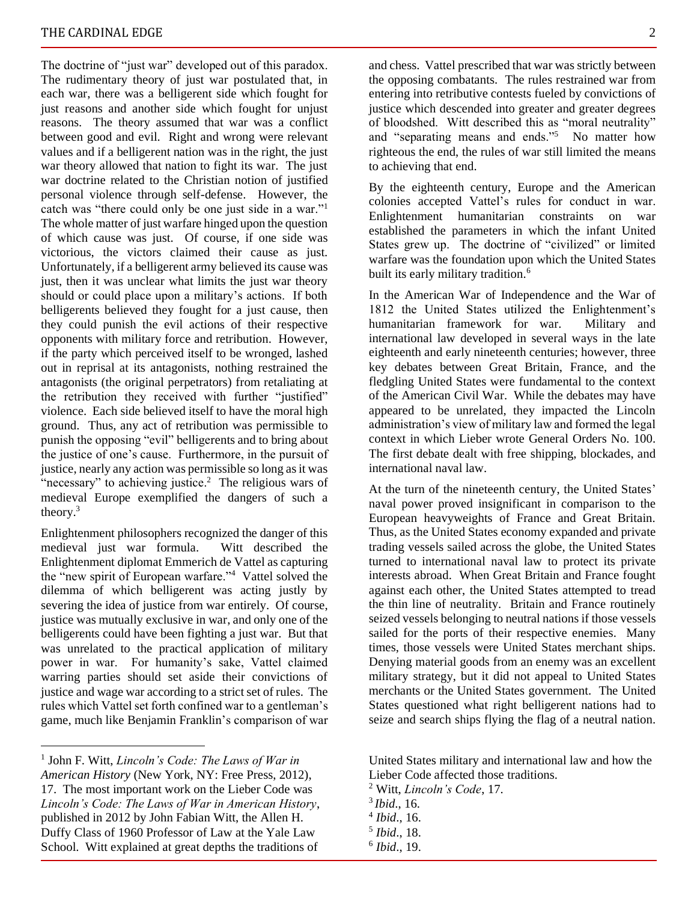The doctrine of "just war" developed out of this paradox. The rudimentary theory of just war postulated that, in each war, there was a belligerent side which fought for just reasons and another side which fought for unjust reasons. The theory assumed that war was a conflict between good and evil. Right and wrong were relevant values and if a belligerent nation was in the right, the just war theory allowed that nation to fight its war. The just war doctrine related to the Christian notion of justified personal violence through self-defense. However, the catch was "there could only be one just side in a war."[1] The whole matter of just warfare hinged upon the question of which cause was just. Of course, if one side was victorious, the victors claimed their cause as just. Unfortunately, if a belligerent army believed its cause was just, then it was unclear what limits the just war theory should or could place upon a military's actions. If both belligerents believed they fought for a just cause, then they could punish the evil actions of their respective opponents with military force and retribution. However, if the party which perceived itself to be wronged, lashed out in reprisal at its antagonists, nothing restrained the antagonists (the original perpetrators) from retaliating at the retribution they received with further "justified" violence. Each side believed itself to have the moral high ground. Thus, any act of retribution was permissible to punish the opposing "evil" belligerents and to bring about the justice of one's cause. Furthermore, in the pursuit of justice, nearly any action was permissible so long as it was "necessary" to achieving justice.[2] The religious wars of medieval Europe exemplified the dangers of such a theory.[3]

Enlightenment philosophers recognized the danger of this medieval just war formula. Witt described the Enlightenment diplomat Emmerich de Vattel as capturing the "new spirit of European warfare."[4] Vattel solved the dilemma of which belligerent was acting justly by severing the idea of justice from war entirely. Of course, justice was mutually exclusive in war, and only one of the belligerents could have been fighting a just war. But that was unrelated to the practical application of military power in war. For humanity's sake, Vattel claimed warring parties should set aside their convictions of justice and wage war according to a strict set of rules. The rules which Vattel set forth confined war to a gentleman's game, much like Benjamin Franklin's comparison of war and chess. Vattel prescribed that war was strictly between the opposing combatants. The rules restrained war from entering into retributive contests fueled by convictions of justice which descended into greater and greater degrees of bloodshed. Witt described this as "moral neutrality" and "separating means and ends."[5] No matter how righteous the end, the rules of war still limited the means to achieving that end.

By the eighteenth century, Europe and the American colonies accepted Vattel's rules for conduct in war. Enlightenment humanitarian constraints on war established the parameters in which the infant United States grew up. The doctrine of "civilized" or limited warfare was the foundation upon which the United States built its early military tradition.[6]

In the American War of Independence and the War of 1812 the United States utilized the Enlightenment's humanitarian framework for war. Military and international law developed in several ways in the late eighteenth and early nineteenth centuries; however, three key debates between Great Britain, France, and the fledgling United States were fundamental to the context of the American Civil War. While the debates may have appeared to be unrelated, they impacted the Lincoln administration's view of military law and formed the legal context in which Lieber wrote General Orders No. 100. The first debate dealt with free shipping, blockades, and international naval law.

At the turn of the nineteenth century, the United States' naval power proved insignificant in comparison to the European heavyweights of France and Great Britain. Thus, as the United States economy expanded and private trading vessels sailed across the globe, the United States turned to international naval law to protect its private interests abroad. When Great Britain and France fought against each other, the United States attempted to tread the thin line of neutrality. Britain and France routinely seized vessels belonging to neutral nations if those vessels sailed for the ports of their respective enemies. Many times, those vessels were United States merchant ships. Denying material goods from an enemy was an excellent military strategy, but it did not appeal to United States merchants or the United States government. The United States questioned what right belligerent nations had to seize and search ships flying the flag of a neutral nation.

---

[1] John F. Witt, *Lincoln's Code: The Laws of War in American History* (New York, NY: Free Press, 2012), 17. The most important work on the Lieber Code was *Lincoln's Code: The Laws of War in American History*, published in 2012 by John Fabian Witt, the Allen H. Duffy Class of 1960 Professor of Law at the Yale Law School. Witt explained at great depths the traditions of United States military and international law and how the Lieber Code affected those traditions.

[2] Witt, *Lincoln's Code*, 17.

[3] *Ibid*., 16.

[4] *Ibid*., 16.

[5] *Ibid*., 18.

[6] *Ibid*., 19.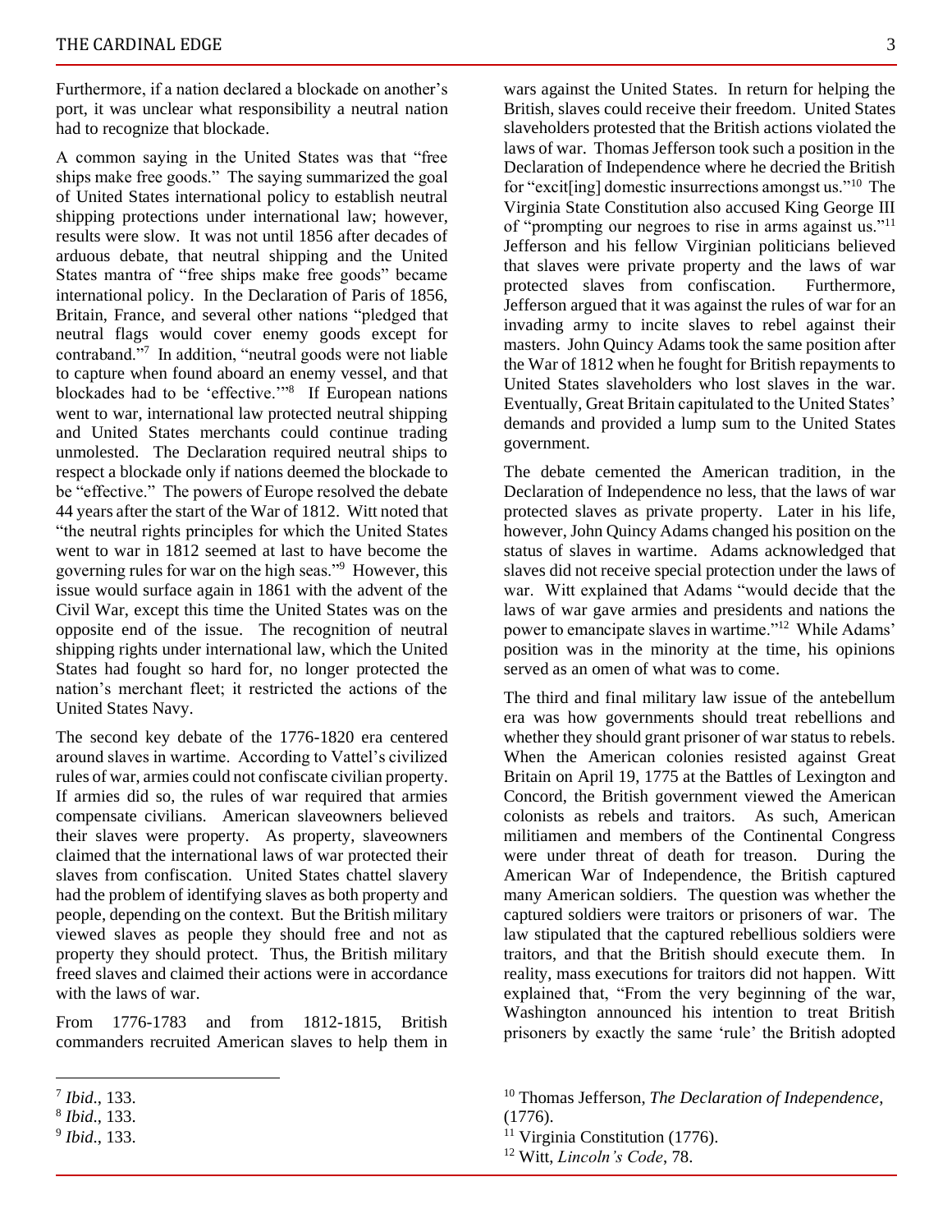Furthermore, if a nation declared a blockade on another's port, it was unclear what responsibility a neutral nation had to recognize that blockade.

A common saying in the United States was that "free ships make free goods." The saying summarized the goal of United States international policy to establish neutral shipping protections under international law; however, results were slow. It was not until 1856 after decades of arduous debate, that neutral shipping and the United States mantra of "free ships make free goods" became international policy. In the Declaration of Paris of 1856, Britain, France, and several other nations "pledged that neutral flags would cover enemy goods except for contraband."[7] In addition, "neutral goods were not liable to capture when found aboard an enemy vessel, and that blockades had to be 'effective.'"[8] If European nations went to war, international law protected neutral shipping and United States merchants could continue trading unmolested. The Declaration required neutral ships to respect a blockade only if nations deemed the blockade to be "effective." The powers of Europe resolved the debate 44 years after the start of the War of 1812. Witt noted that "the neutral rights principles for which the United States went to war in 1812 seemed at last to have become the governing rules for war on the high seas."[9] However, this issue would surface again in 1861 with the advent of the Civil War, except this time the United States was on the opposite end of the issue. The recognition of neutral shipping rights under international law, which the United States had fought so hard for, no longer protected the nation's merchant fleet; it restricted the actions of the United States Navy.

The second key debate of the 1776-1820 era centered around slaves in wartime. According to Vattel's civilized rules of war, armies could not confiscate civilian property. If armies did so, the rules of war required that armies compensate civilians. American slaveowners believed their slaves were property. As property, slaveowners claimed that the international laws of war protected their slaves from confiscation. United States chattel slavery had the problem of identifying slaves as both property and people, depending on the context. But the British military viewed slaves as people they should free and not as property they should protect. Thus, the British military freed slaves and claimed their actions were in accordance with the laws of war.

From 1776-1783 and from 1812-1815, British commanders recruited American slaves to help them in wars against the United States. In return for helping the British, slaves could receive their freedom. United States slaveholders protested that the British actions violated the laws of war. Thomas Jefferson took such a position in the Declaration of Independence where he decried the British for "excit[ing] domestic insurrections amongst us."[10] The Virginia State Constitution also accused King George III of "prompting our negroes to rise in arms against us."[11] Jefferson and his fellow Virginian politicians believed that slaves were private property and the laws of war protected slaves from confiscation. Furthermore, Jefferson argued that it was against the rules of war for an invading army to incite slaves to rebel against their masters. John Quincy Adams took the same position after the War of 1812 when he fought for British repayments to United States slaveholders who lost slaves in the war. Eventually, Great Britain capitulated to the United States' demands and provided a lump sum to the United States government.

The debate cemented the American tradition, in the Declaration of Independence no less, that the laws of war protected slaves as private property. Later in his life, however, John Quincy Adams changed his position on the status of slaves in wartime. Adams acknowledged that slaves did not receive special protection under the laws of war. Witt explained that Adams "would decide that the laws of war gave armies and presidents and nations the power to emancipate slaves in wartime."[12] While Adams' position was in the minority at the time, his opinions served as an omen of what was to come.

The third and final military law issue of the antebellum era was how governments should treat rebellions and whether they should grant prisoner of war status to rebels. When the American colonies resisted against Great Britain on April 19, 1775 at the Battles of Lexington and Concord, the British government viewed the American colonists as rebels and traitors. As such, American militiamen and members of the Continental Congress were under threat of death for treason. During the American War of Independence, the British captured many American soldiers. The question was whether the captured soldiers were traitors or prisoners of war. The law stipulated that the captured rebellious soldiers were traitors, and that the British should execute them. In reality, mass executions for traitors did not happen. Witt explained that, "From the very beginning of the war, Washington announced his intention to treat British prisoners by exactly the same 'rule' the British adopted

---

[7] *Ibid*., 133.

[8] *Ibid*., 133.

[9] *Ibid*., 133.

[10] Thomas Jefferson, *The Declaration of Independence*, (1776).

[11] Virginia Constitution (1776).

[12] Witt, *Lincoln's Code*, 78.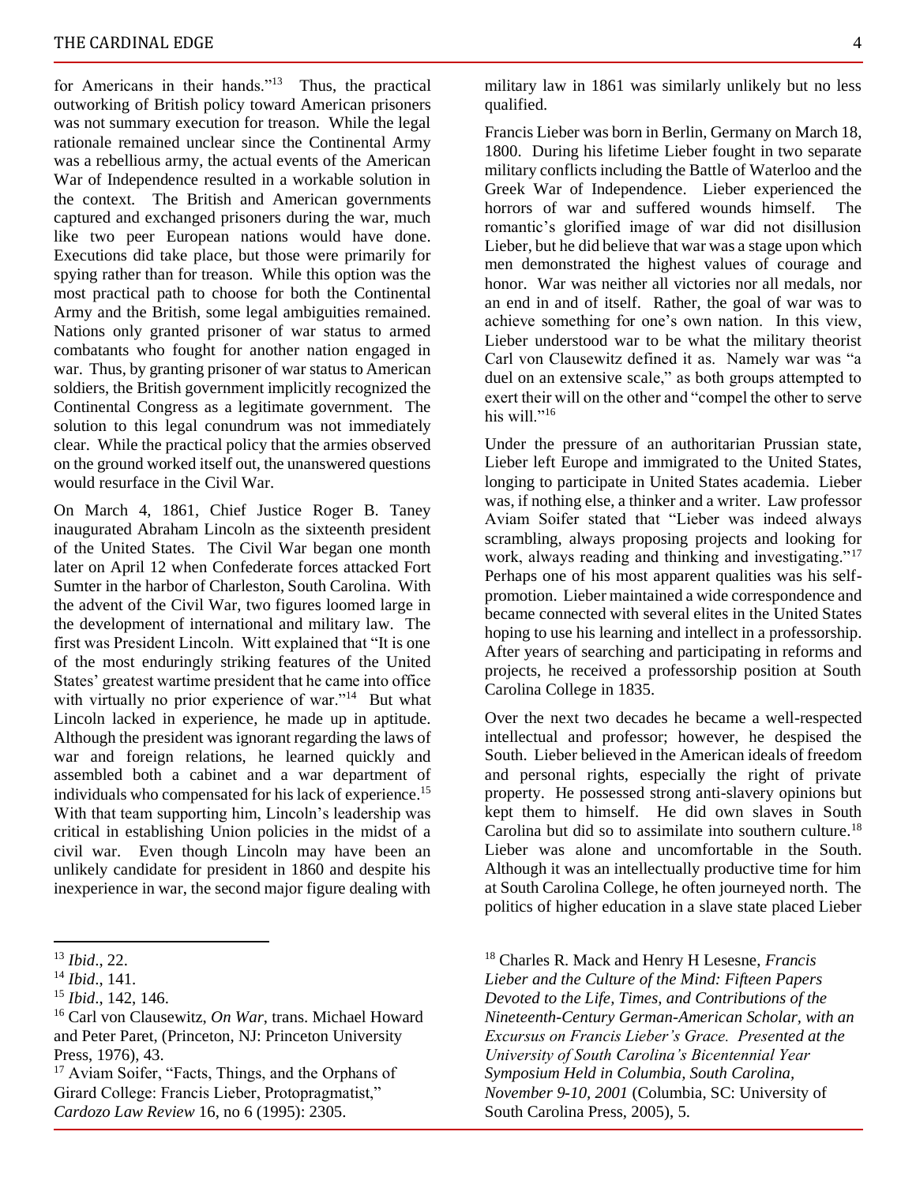for Americans in their hands."[13] Thus, the practical outworking of British policy toward American prisoners was not summary execution for treason. While the legal rationale remained unclear since the Continental Army was a rebellious army, the actual events of the American War of Independence resulted in a workable solution in the context. The British and American governments captured and exchanged prisoners during the war, much like two peer European nations would have done. Executions did take place, but those were primarily for spying rather than for treason. While this option was the most practical path to choose for both the Continental Army and the British, some legal ambiguities remained. Nations only granted prisoner of war status to armed combatants who fought for another nation engaged in war. Thus, by granting prisoner of war status to American soldiers, the British government implicitly recognized the Continental Congress as a legitimate government. The solution to this legal conundrum was not immediately clear. While the practical policy that the armies observed on the ground worked itself out, the unanswered questions would resurface in the Civil War.

On March 4, 1861, Chief Justice Roger B. Taney inaugurated Abraham Lincoln as the sixteenth president of the United States. The Civil War began one month later on April 12 when Confederate forces attacked Fort Sumter in the harbor of Charleston, South Carolina. With the advent of the Civil War, two figures loomed large in the development of international and military law. The first was President Lincoln. Witt explained that "It is one of the most enduringly striking features of the United States' greatest wartime president that he came into office with virtually no prior experience of war."[14] But what Lincoln lacked in experience, he made up in aptitude. Although the president was ignorant regarding the laws of war and foreign relations, he learned quickly and assembled both a cabinet and a war department of individuals who compensated for his lack of experience.[15] With that team supporting him, Lincoln's leadership was critical in establishing Union policies in the midst of a civil war. Even though Lincoln may have been an unlikely candidate for president in 1860 and despite his inexperience in war, the second major figure dealing with military law in 1861 was similarly unlikely but no less qualified.

Francis Lieber was born in Berlin, Germany on March 18, 1800. During his lifetime Lieber fought in two separate military conflicts including the Battle of Waterloo and the Greek War of Independence. Lieber experienced the horrors of war and suffered wounds himself. The romantic's glorified image of war did not disillusion Lieber, but he did believe that war was a stage upon which men demonstrated the highest values of courage and honor. War was neither all victories nor all medals, nor an end in and of itself. Rather, the goal of war was to achieve something for one's own nation. In this view, Lieber understood war to be what the military theorist Carl von Clausewitz defined it as. Namely war was "a duel on an extensive scale," as both groups attempted to exert their will on the other and "compel the other to serve his will."[16]

Under the pressure of an authoritarian Prussian state, Lieber left Europe and immigrated to the United States, longing to participate in United States academia. Lieber was, if nothing else, a thinker and a writer. Law professor Aviam Soifer stated that "Lieber was indeed always scrambling, always proposing projects and looking for work, always reading and thinking and investigating."[17] Perhaps one of his most apparent qualities was his self-promotion. Lieber maintained a wide correspondence and became connected with several elites in the United States hoping to use his learning and intellect in a professorship. After years of searching and participating in reforms and projects, he received a professorship position at South Carolina College in 1835.

Over the next two decades he became a well-respected intellectual and professor; however, he despised the South. Lieber believed in the American ideals of freedom and personal rights, especially the right of private property. He possessed strong anti-slavery opinions but kept them to himself. He did own slaves in South Carolina but did so to assimilate into southern culture.[18] Lieber was alone and uncomfortable in the South. Although it was an intellectually productive time for him at South Carolina College, he often journeyed north. The politics of higher education in a slave state placed Lieber

---

[13] *Ibid*., 22.

[14] *Ibid*., 141.

[15] *Ibid*., 142, 146.

[16] Carl von Clausewitz, *On War*, trans. Michael Howard and Peter Paret, (Princeton, NJ: Princeton University Press, 1976), 43.

[17] Aviam Soifer, "Facts, Things, and the Orphans of Girard College: Francis Lieber, Protopragmatist," *Cardozo Law Review* 16, no 6 (1995): 2305.

[18] Charles R. Mack and Henry H Lesesne, *Francis Lieber and the Culture of the Mind: Fifteen Papers Devoted to the Life, Times, and Contributions of the Nineteenth-Century German-American Scholar, with an Excursus on Francis Lieber's Grace. Presented at the University of South Carolina's Bicentennial Year Symposium Held in Columbia, South Carolina, November 9-10, 2001* (Columbia, SC: University of South Carolina Press, 2005), 5.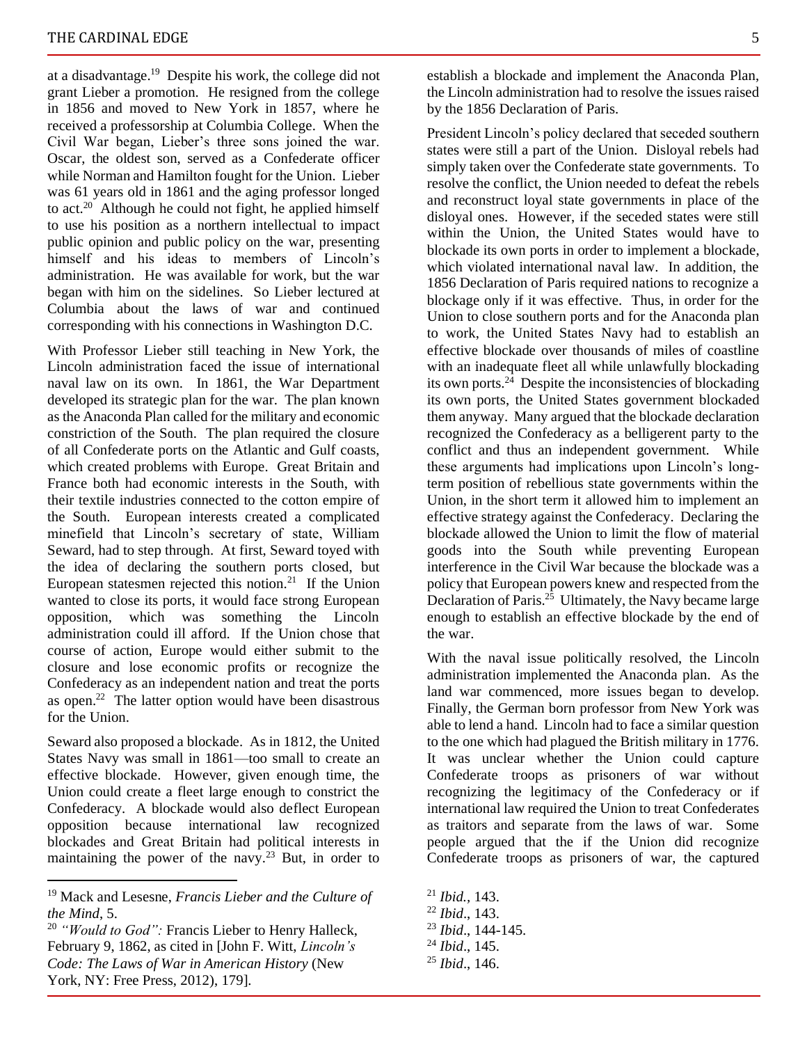at a disadvantage.[19] Despite his work, the college did not grant Lieber a promotion. He resigned from the college in 1856 and moved to New York in 1857, where he received a professorship at Columbia College. When the Civil War began, Lieber's three sons joined the war. Oscar, the oldest son, served as a Confederate officer while Norman and Hamilton fought for the Union. Lieber was 61 years old in 1861 and the aging professor longed to act.[20] Although he could not fight, he applied himself to use his position as a northern intellectual to impact public opinion and public policy on the war, presenting himself and his ideas to members of Lincoln's administration. He was available for work, but the war began with him on the sidelines. So Lieber lectured at Columbia about the laws of war and continued corresponding with his connections in Washington D.C.

With Professor Lieber still teaching in New York, the Lincoln administration faced the issue of international naval law on its own. In 1861, the War Department developed its strategic plan for the war. The plan known as the Anaconda Plan called for the military and economic constriction of the South. The plan required the closure of all Confederate ports on the Atlantic and Gulf coasts, which created problems with Europe. Great Britain and France both had economic interests in the South, with their textile industries connected to the cotton empire of the South. European interests created a complicated minefield that Lincoln's secretary of state, William Seward, had to step through. At first, Seward toyed with the idea of declaring the southern ports closed, but European statesmen rejected this notion.[21] If the Union wanted to close its ports, it would face strong European opposition, which was something the Lincoln administration could ill afford. If the Union chose that course of action, Europe would either submit to the closure and lose economic profits or recognize the Confederacy as an independent nation and treat the ports as open.[22] The latter option would have been disastrous for the Union.

Seward also proposed a blockade. As in 1812, the United States Navy was small in 1861—too small to create an effective blockade. However, given enough time, the Union could create a fleet large enough to constrict the Confederacy. A blockade would also deflect European opposition because international law recognized blockades and Great Britain had political interests in maintaining the power of the navy.[23] But, in order to establish a blockade and implement the Anaconda Plan, the Lincoln administration had to resolve the issues raised by the 1856 Declaration of Paris.

President Lincoln's policy declared that seceded southern states were still a part of the Union. Disloyal rebels had simply taken over the Confederate state governments. To resolve the conflict, the Union needed to defeat the rebels and reconstruct loyal state governments in place of the disloyal ones. However, if the seceded states were still within the Union, the United States would have to blockade its own ports in order to implement a blockade, which violated international naval law. In addition, the 1856 Declaration of Paris required nations to recognize a blockage only if it was effective. Thus, in order for the Union to close southern ports and for the Anaconda plan to work, the United States Navy had to establish an effective blockade over thousands of miles of coastline with an inadequate fleet all while unlawfully blockading its own ports.[24] Despite the inconsistencies of blockading its own ports, the United States government blockaded them anyway. Many argued that the blockade declaration recognized the Confederacy as a belligerent party to the conflict and thus an independent government. While these arguments had implications upon Lincoln's long-term position of rebellious state governments within the Union, in the short term it allowed him to implement an effective strategy against the Confederacy. Declaring the blockade allowed the Union to limit the flow of material goods into the South while preventing European interference in the Civil War because the blockade was a policy that European powers knew and respected from the Declaration of Paris.[25] Ultimately, the Navy became large enough to establish an effective blockade by the end of the war.

With the naval issue politically resolved, the Lincoln administration implemented the Anaconda plan. As the land war commenced, more issues began to develop. Finally, the German born professor from New York was able to lend a hand. Lincoln had to face a similar question to the one which had plagued the British military in 1776. It was unclear whether the Union could capture Confederate troops as prisoners of war without recognizing the legitimacy of the Confederacy or if international law required the Union to treat Confederates as traitors and separate from the laws of war. Some people argued that the if the Union did recognize Confederate troops as prisoners of war, the captured

---

[19] Mack and Lesesne, *Francis Lieber and the Culture of the Mind*, 5.

[20] *"Would to God":* Francis Lieber to Henry Halleck, February 9, 1862, as cited in [John F. Witt, *Lincoln's Code: The Laws of War in American History* (New York, NY: Free Press, 2012), 179].

[21] *Ibid.*, 143.

[22] *Ibid*., 143.

[23] *Ibid*., 144-145.

[24] *Ibid*., 145.

[25] *Ibid*., 146.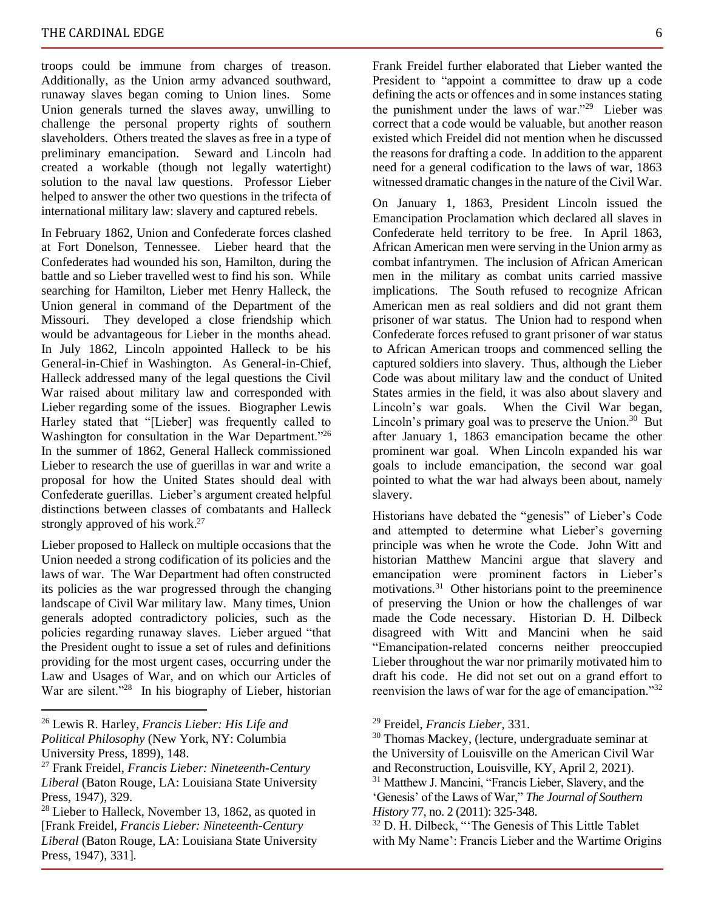troops could be immune from charges of treason. Additionally, as the Union army advanced southward, runaway slaves began coming to Union lines. Some Union generals turned the slaves away, unwilling to challenge the personal property rights of southern slaveholders. Others treated the slaves as free in a type of preliminary emancipation. Seward and Lincoln had created a workable (though not legally watertight) solution to the naval law questions. Professor Lieber helped to answer the other two questions in the trifecta of international military law: slavery and captured rebels.

In February 1862, Union and Confederate forces clashed at Fort Donelson, Tennessee. Lieber heard that the Confederates had wounded his son, Hamilton, during the battle and so Lieber travelled west to find his son. While searching for Hamilton, Lieber met Henry Halleck, the Union general in command of the Department of the Missouri. They developed a close friendship which would be advantageous for Lieber in the months ahead. In July 1862, Lincoln appointed Halleck to be his General-in-Chief in Washington. As General-in-Chief, Halleck addressed many of the legal questions the Civil War raised about military law and corresponded with Lieber regarding some of the issues. Biographer Lewis Harley stated that "[Lieber] was frequently called to Washington for consultation in the War Department."[26] In the summer of 1862, General Halleck commissioned Lieber to research the use of guerillas in war and write a proposal for how the United States should deal with Confederate guerillas. Lieber's argument created helpful distinctions between classes of combatants and Halleck strongly approved of his work.[27]

Lieber proposed to Halleck on multiple occasions that the Union needed a strong codification of its policies and the laws of war. The War Department had often constructed its policies as the war progressed through the changing landscape of Civil War military law. Many times, Union generals adopted contradictory policies, such as the policies regarding runaway slaves. Lieber argued "that the President ought to issue a set of rules and definitions providing for the most urgent cases, occurring under the Law and Usages of War, and on which our Articles of War are silent."[28] In his biography of Lieber, historian Frank Freidel further elaborated that Lieber wanted the President to "appoint a committee to draw up a code defining the acts or offences and in some instances stating the punishment under the laws of war."[29] Lieber was correct that a code would be valuable, but another reason existed which Freidel did not mention when he discussed the reasons for drafting a code. In addition to the apparent need for a general codification to the laws of war, 1863 witnessed dramatic changes in the nature of the Civil War.

On January 1, 1863, President Lincoln issued the Emancipation Proclamation which declared all slaves in Confederate held territory to be free. In April 1863, African American men were serving in the Union army as combat infantrymen. The inclusion of African American men in the military as combat units carried massive implications. The South refused to recognize African American men as real soldiers and did not grant them prisoner of war status. The Union had to respond when Confederate forces refused to grant prisoner of war status to African American troops and commenced selling the captured soldiers into slavery. Thus, although the Lieber Code was about military law and the conduct of United States armies in the field, it was also about slavery and Lincoln's war goals. When the Civil War began, Lincoln's primary goal was to preserve the Union.[30] But after January 1, 1863 emancipation became the other prominent war goal. When Lincoln expanded his war goals to include emancipation, the second war goal pointed to what the war had always been about, namely slavery.

Historians have debated the "genesis" of Lieber's Code and attempted to determine what Lieber's governing principle was when he wrote the Code. John Witt and historian Matthew Mancini argue that slavery and emancipation were prominent factors in Lieber's motivations.[31] Other historians point to the preeminence of preserving the Union or how the challenges of war made the Code necessary. Historian D. H. Dilbeck disagreed with Witt and Mancini when he said "Emancipation-related concerns neither preoccupied Lieber throughout the war nor primarily motivated him to draft his code. He did not set out on a grand effort to reenvision the laws of war for the age of emancipation."[32]

---

[26] Lewis R. Harley, *Francis Lieber: His Life and Political Philosophy* (New York, NY: Columbia University Press, 1899), 148.

[27] Frank Freidel, *Francis Lieber: Nineteenth-Century Liberal* (Baton Rouge, LA: Louisiana State University Press, 1947), 329.

[28] Lieber to Halleck, November 13, 1862, as quoted in [Frank Freidel, *Francis Lieber: Nineteenth-Century Liberal* (Baton Rouge, LA: Louisiana State University Press, 1947), 331].

[29] Freidel, *Francis Lieber*, 331.

[30] Thomas Mackey, (lecture, undergraduate seminar at the University of Louisville on the American Civil War and Reconstruction, Louisville, KY, April 2, 2021).

[31] Matthew J. Mancini, "Francis Lieber, Slavery, and the 'Genesis' of the Laws of War," *The Journal of Southern History* 77, no. 2 (2011): 325-348.

[32] D. H. Dilbeck, "'The Genesis of This Little Tablet with My Name': Francis Lieber and the Wartime Origins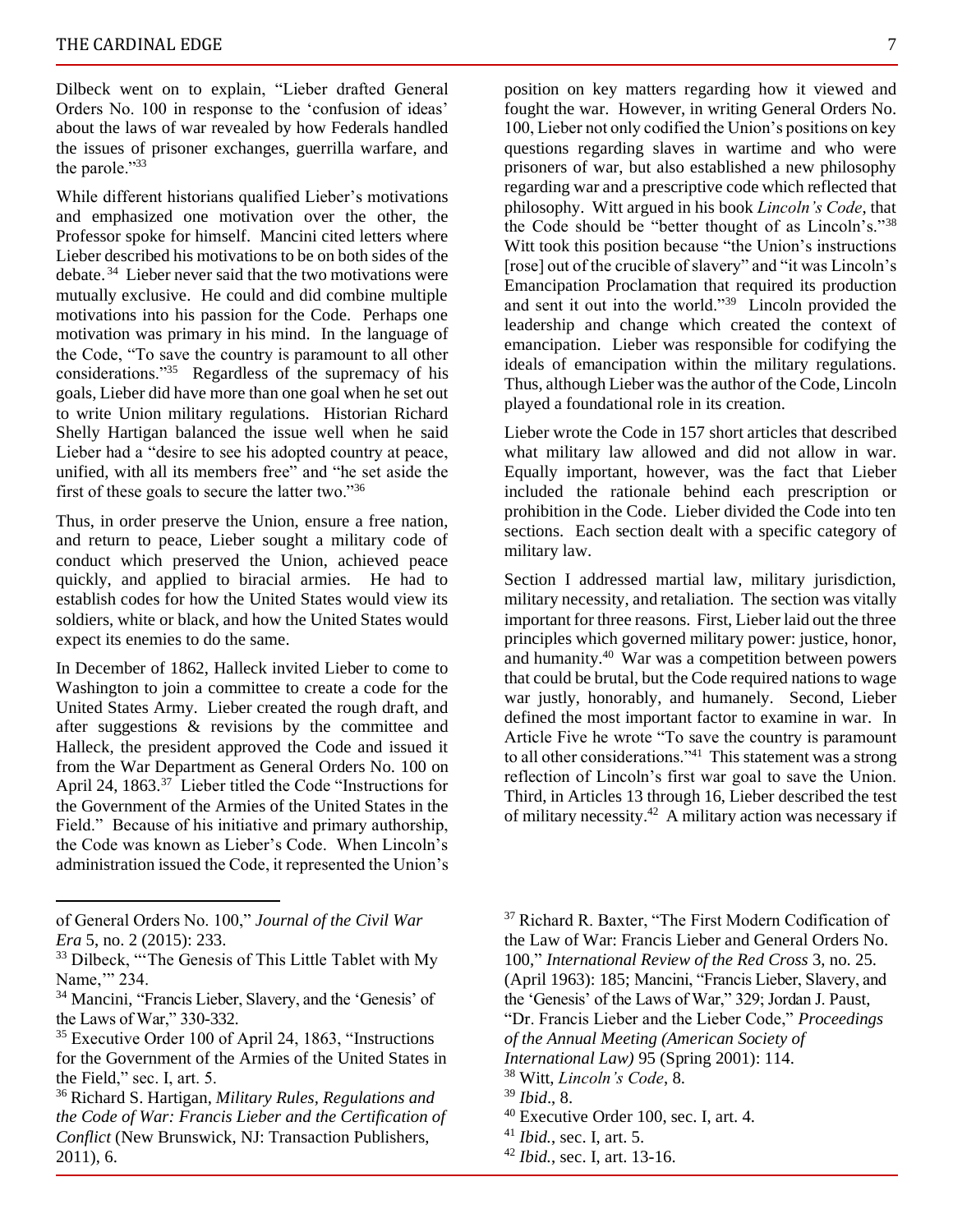Dilbeck went on to explain, "Lieber drafted General Orders No. 100 in response to the 'confusion of ideas' about the laws of war revealed by how Federals handled the issues of prisoner exchanges, guerrilla warfare, and the parole."[33]

While different historians qualified Lieber's motivations and emphasized one motivation over the other, the Professor spoke for himself. Mancini cited letters where Lieber described his motivations to be on both sides of the debate.[34] Lieber never said that the two motivations were mutually exclusive. He could and did combine multiple motivations into his passion for the Code. Perhaps one motivation was primary in his mind. In the language of the Code, "To save the country is paramount to all other considerations."[35] Regardless of the supremacy of his goals, Lieber did have more than one goal when he set out to write Union military regulations. Historian Richard Shelly Hartigan balanced the issue well when he said Lieber had a "desire to see his adopted country at peace, unified, with all its members free" and "he set aside the first of these goals to secure the latter two."[36]

Thus, in order preserve the Union, ensure a free nation, and return to peace, Lieber sought a military code of conduct which preserved the Union, achieved peace quickly, and applied to biracial armies. He had to establish codes for how the United States would view its soldiers, white or black, and how the United States would expect its enemies to do the same.

In December of 1862, Halleck invited Lieber to come to Washington to join a committee to create a code for the United States Army. Lieber created the rough draft, and after suggestions & revisions by the committee and Halleck, the president approved the Code and issued it from the War Department as General Orders No. 100 on April 24, 1863.[37] Lieber titled the Code "Instructions for the Government of the Armies of the United States in the Field." Because of his initiative and primary authorship, the Code was known as Lieber's Code. When Lincoln's administration issued the Code, it represented the Union's position on key matters regarding how it viewed and fought the war. However, in writing General Orders No. 100, Lieber not only codified the Union's positions on key questions regarding slaves in wartime and who were prisoners of war, but also established a new philosophy regarding war and a prescriptive code which reflected that philosophy. Witt argued in his book *Lincoln's Code*, that the Code should be "better thought of as Lincoln's."[38] Witt took this position because "the Union's instructions [rose] out of the crucible of slavery" and "it was Lincoln's Emancipation Proclamation that required its production and sent it out into the world."[39] Lincoln provided the leadership and change which created the context of emancipation. Lieber was responsible for codifying the ideals of emancipation within the military regulations. Thus, although Lieber was the author of the Code, Lincoln played a foundational role in its creation.

Lieber wrote the Code in 157 short articles that described what military law allowed and did not allow in war. Equally important, however, was the fact that Lieber included the rationale behind each prescription or prohibition in the Code. Lieber divided the Code into ten sections. Each section dealt with a specific category of military law.

Section I addressed martial law, military jurisdiction, military necessity, and retaliation. The section was vitally important for three reasons. First, Lieber laid out the three principles which governed military power: justice, honor, and humanity.[40] War was a competition between powers that could be brutal, but the Code required nations to wage war justly, honorably, and humanely. Second, Lieber defined the most important factor to examine in war. In Article Five he wrote "To save the country is paramount to all other considerations."[41] This statement was a strong reflection of Lincoln's first war goal to save the Union. Third, in Articles 13 through 16, Lieber described the test of military necessity.[42] A military action was necessary if

---

of General Orders No. 100," *Journal of the Civil War Era* 5, no. 2 (2015): 233.

[33] Dilbeck, "'The Genesis of This Little Tablet with My Name,'" 234.

[34] Mancini, "Francis Lieber, Slavery, and the 'Genesis' of the Laws of War," 330-332.

[35] Executive Order 100 of April 24, 1863, "Instructions for the Government of the Armies of the United States in the Field," sec. I, art. 5.

[36] Richard S. Hartigan, *Military Rules, Regulations and the Code of War: Francis Lieber and the Certification of Conflict* (New Brunswick, NJ: Transaction Publishers, 2011), 6.

[37] Richard R. Baxter, "The First Modern Codification of the Law of War: Francis Lieber and General Orders No. 100," *International Review of the Red Cross* 3, no. 25. (April 1963): 185; Mancini, "Francis Lieber, Slavery, and the 'Genesis' of the Laws of War," 329; Jordan J. Paust, "Dr. Francis Lieber and the Lieber Code," *Proceedings of the Annual Meeting (American Society of International Law)* 95 (Spring 2001): 114.

[38] Witt, *Lincoln's Code*, 8.

[39] *Ibid*., 8.

[40] Executive Order 100, sec. I, art. 4.

[41] *Ibid.*, sec. I, art. 5.

[42] *Ibid.*, sec. I, art. 13-16.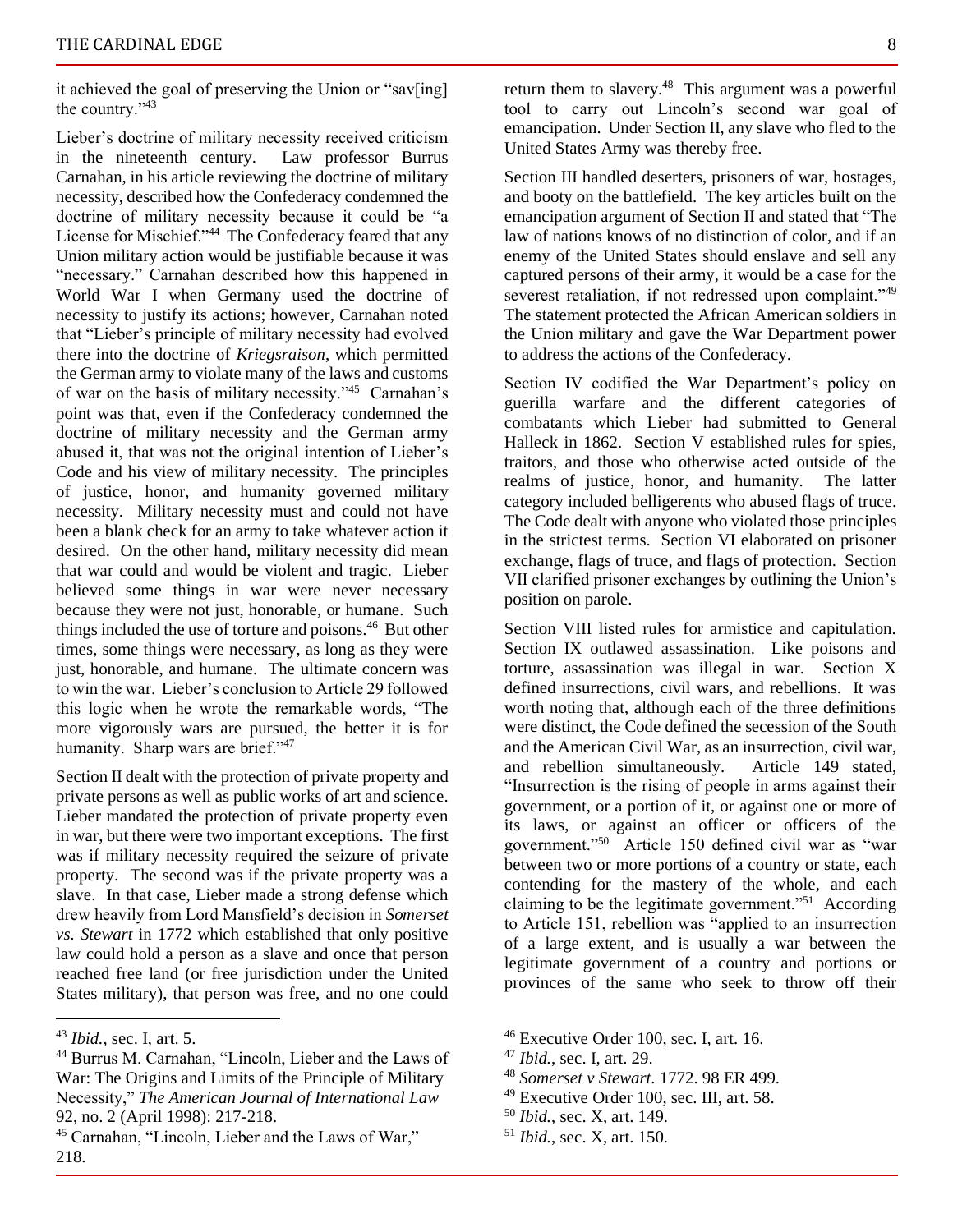it achieved the goal of preserving the Union or "sav[ing] the country."[43]

Lieber's doctrine of military necessity received criticism in the nineteenth century. Law professor Burrus Carnahan, in his article reviewing the doctrine of military necessity, described how the Confederacy condemned the doctrine of military necessity because it could be "a License for Mischief."[44] The Confederacy feared that any Union military action would be justifiable because it was "necessary." Carnahan described how this happened in World War I when Germany used the doctrine of necessity to justify its actions; however, Carnahan noted that "Lieber's principle of military necessity had evolved there into the doctrine of *Kriegsraison*, which permitted the German army to violate many of the laws and customs of war on the basis of military necessity."[45] Carnahan's point was that, even if the Confederacy condemned the doctrine of military necessity and the German army abused it, that was not the original intention of Lieber's Code and his view of military necessity. The principles of justice, honor, and humanity governed military necessity. Military necessity must and could not have been a blank check for an army to take whatever action it desired. On the other hand, military necessity did mean that war could and would be violent and tragic. Lieber believed some things in war were never necessary because they were not just, honorable, or humane. Such things included the use of torture and poisons.[46] But other times, some things were necessary, as long as they were just, honorable, and humane. The ultimate concern was to win the war. Lieber's conclusion to Article 29 followed this logic when he wrote the remarkable words, "The more vigorously wars are pursued, the better it is for humanity. Sharp wars are brief."[47]

Section II dealt with the protection of private property and private persons as well as public works of art and science. Lieber mandated the protection of private property even in war, but there were two important exceptions. The first was if military necessity required the seizure of private property. The second was if the private property was a slave. In that case, Lieber made a strong defense which drew heavily from Lord Mansfield's decision in *Somerset vs. Stewart* in 1772 which established that only positive law could hold a person as a slave and once that person reached free land (or free jurisdiction under the United States military), that person was free, and no one could return them to slavery.[48] This argument was a powerful tool to carry out Lincoln's second war goal of emancipation. Under Section II, any slave who fled to the United States Army was thereby free.

Section III handled deserters, prisoners of war, hostages, and booty on the battlefield. The key articles built on the emancipation argument of Section II and stated that "The law of nations knows of no distinction of color, and if an enemy of the United States should enslave and sell any captured persons of their army, it would be a case for the severest retaliation, if not redressed upon complaint."[49] The statement protected the African American soldiers in the Union military and gave the War Department power to address the actions of the Confederacy.

Section IV codified the War Department's policy on guerilla warfare and the different categories of combatants which Lieber had submitted to General Halleck in 1862. Section V established rules for spies, traitors, and those who otherwise acted outside of the realms of justice, honor, and humanity. The latter category included belligerents who abused flags of truce. The Code dealt with anyone who violated those principles in the strictest terms. Section VI elaborated on prisoner exchange, flags of truce, and flags of protection. Section VII clarified prisoner exchanges by outlining the Union's position on parole.

Section VIII listed rules for armistice and capitulation. Section IX outlawed assassination. Like poisons and torture, assassination was illegal in war. Section X defined insurrections, civil wars, and rebellions. It was worth noting that, although each of the three definitions were distinct, the Code defined the secession of the South and the American Civil War, as an insurrection, civil war, and rebellion simultaneously. Article 149 stated, "Insurrection is the rising of people in arms against their government, or a portion of it, or against one or more of its laws, or against an officer or officers of the government."[50] Article 150 defined civil war as "war between two or more portions of a country or state, each contending for the mastery of the whole, and each claiming to be the legitimate government."[51] According to Article 151, rebellion was "applied to an insurrection of a large extent, and is usually a war between the legitimate government of a country and portions or provinces of the same who seek to throw off their

---

[43] *Ibid.*, sec. I, art. 5.

[44] Burrus M. Carnahan, "Lincoln, Lieber and the Laws of War: The Origins and Limits of the Principle of Military Necessity," *The American Journal of International Law* 92, no. 2 (April 1998): 217-218.

[45] Carnahan, "Lincoln, Lieber and the Laws of War," 218.

[46] Executive Order 100, sec. I, art. 16.

[47] *Ibid.*, sec. I, art. 29.

[48] *Somerset v Stewart*. 1772. 98 ER 499.

[49] Executive Order 100, sec. III, art. 58.

[50] *Ibid.*, sec. X, art. 149.

[51] *Ibid.*, sec. X, art. 150.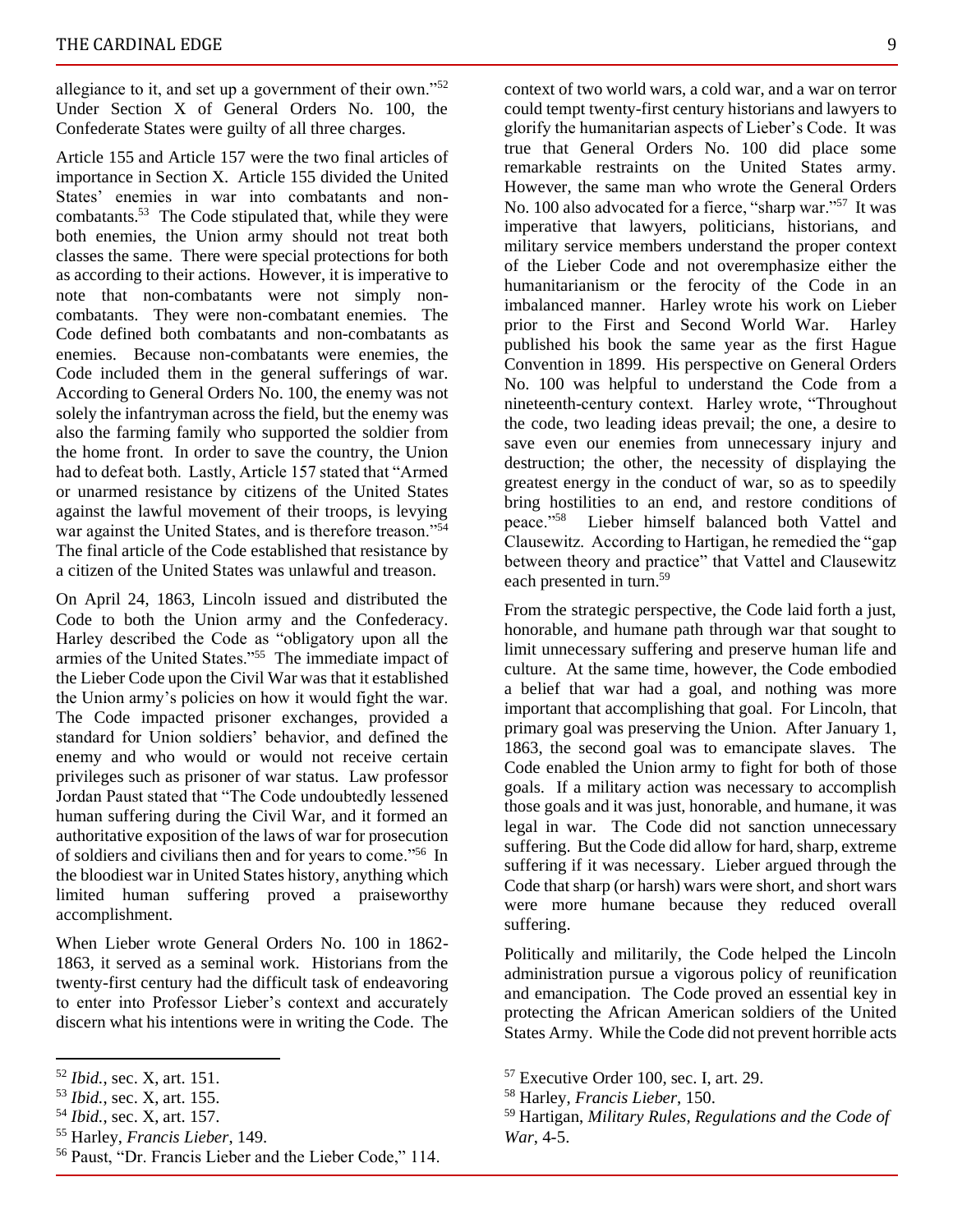allegiance to it, and set up a government of their own."[52] Under Section X of General Orders No. 100, the Confederate States were guilty of all three charges.

Article 155 and Article 157 were the two final articles of importance in Section X. Article 155 divided the United States' enemies in war into combatants and non-combatants.[53] The Code stipulated that, while they were both enemies, the Union army should not treat both classes the same. There were special protections for both as according to their actions. However, it is imperative to note that non-combatants were not simply non-combatants. They were non-combatant enemies. The Code defined both combatants and non-combatants as enemies. Because non-combatants were enemies, the Code included them in the general sufferings of war. According to General Orders No. 100, the enemy was not solely the infantryman across the field, but the enemy was also the farming family who supported the soldier from the home front. In order to save the country, the Union had to defeat both. Lastly, Article 157 stated that "Armed or unarmed resistance by citizens of the United States against the lawful movement of their troops, is levying war against the United States, and is therefore treason."[54] The final article of the Code established that resistance by a citizen of the United States was unlawful and treason.

On April 24, 1863, Lincoln issued and distributed the Code to both the Union army and the Confederacy. Harley described the Code as "obligatory upon all the armies of the United States."[55] The immediate impact of the Lieber Code upon the Civil War was that it established the Union army's policies on how it would fight the war. The Code impacted prisoner exchanges, provided a standard for Union soldiers' behavior, and defined the enemy and who would or would not receive certain privileges such as prisoner of war status. Law professor Jordan Paust stated that "The Code undoubtedly lessened human suffering during the Civil War, and it formed an authoritative exposition of the laws of war for prosecution of soldiers and civilians then and for years to come."[56] In the bloodiest war in United States history, anything which limited human suffering proved a praiseworthy accomplishment.

When Lieber wrote General Orders No. 100 in 1862-1863, it served as a seminal work. Historians from the twenty-first century had the difficult task of endeavoring to enter into Professor Lieber's context and accurately discern what his intentions were in writing the Code. The context of two world wars, a cold war, and a war on terror could tempt twenty-first century historians and lawyers to glorify the humanitarian aspects of Lieber's Code. It was true that General Orders No. 100 did place some remarkable restraints on the United States army. However, the same man who wrote the General Orders No. 100 also advocated for a fierce, "sharp war."[57] It was imperative that lawyers, politicians, historians, and military service members understand the proper context of the Lieber Code and not overemphasize either the humanitarianism or the ferocity of the Code in an imbalanced manner. Harley wrote his work on Lieber prior to the First and Second World War. Harley published his book the same year as the first Hague Convention in 1899. His perspective on General Orders No. 100 was helpful to understand the Code from a nineteenth-century context. Harley wrote, "Throughout the code, two leading ideas prevail; the one, a desire to save even our enemies from unnecessary injury and destruction; the other, the necessity of displaying the greatest energy in the conduct of war, so as to speedily bring hostilities to an end, and restore conditions of peace."[58] Lieber himself balanced both Vattel and Clausewitz. According to Hartigan, he remedied the "gap between theory and practice" that Vattel and Clausewitz each presented in turn.[59]

From the strategic perspective, the Code laid forth a just, honorable, and humane path through war that sought to limit unnecessary suffering and preserve human life and culture. At the same time, however, the Code embodied a belief that war had a goal, and nothing was more important that accomplishing that goal. For Lincoln, that primary goal was preserving the Union. After January 1, 1863, the second goal was to emancipate slaves. The Code enabled the Union army to fight for both of those goals. If a military action was necessary to accomplish those goals and it was just, honorable, and humane, it was legal in war. The Code did not sanction unnecessary suffering. But the Code did allow for hard, sharp, extreme suffering if it was necessary. Lieber argued through the Code that sharp (or harsh) wars were short, and short wars were more humane because they reduced overall suffering.

Politically and militarily, the Code helped the Lincoln administration pursue a vigorous policy of reunification and emancipation. The Code proved an essential key in protecting the African American soldiers of the United States Army. While the Code did not prevent horrible acts

---

[52] *Ibid.*, sec. X, art. 151.

[53] *Ibid.*, sec. X, art. 155.

[54] *Ibid.*, sec. X, art. 157.

[55] Harley, *Francis Lieber*, 149.

[56] Paust, "Dr. Francis Lieber and the Lieber Code," 114.

[57] Executive Order 100, sec. I, art. 29.

[58] Harley, *Francis Lieber*, 150.

[59] Hartigan, *Military Rules, Regulations and the Code of War*, 4-5.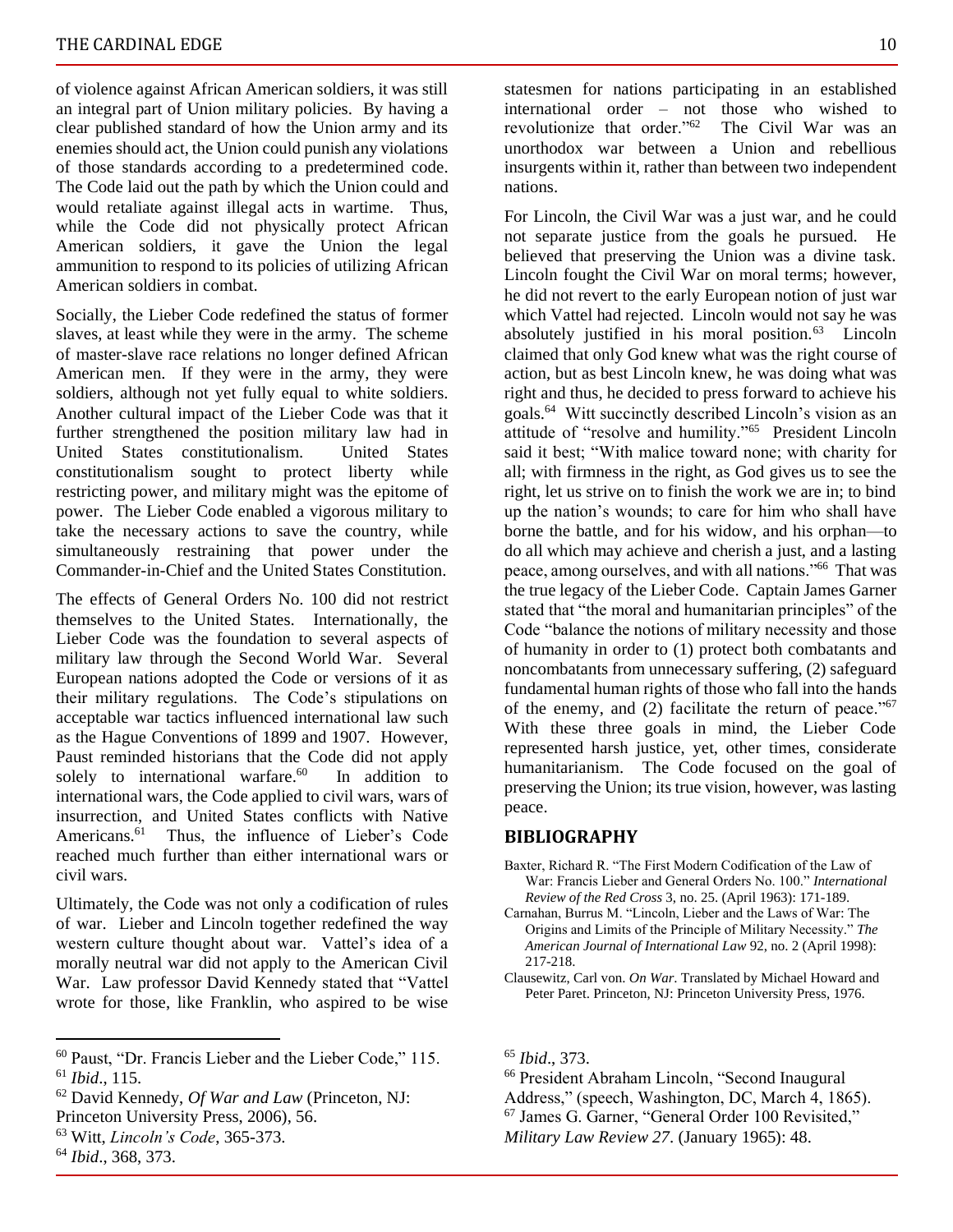of violence against African American soldiers, it was still an integral part of Union military policies. By having a clear published standard of how the Union army and its enemies should act, the Union could punish any violations of those standards according to a predetermined code. The Code laid out the path by which the Union could and would retaliate against illegal acts in wartime. Thus, while the Code did not physically protect African American soldiers, it gave the Union the legal ammunition to respond to its policies of utilizing African American soldiers in combat.

Socially, the Lieber Code redefined the status of former slaves, at least while they were in the army. The scheme of master-slave race relations no longer defined African American men. If they were in the army, they were soldiers, although not yet fully equal to white soldiers. Another cultural impact of the Lieber Code was that it further strengthened the position military law had in United States constitutionalism. United States constitutionalism sought to protect liberty while restricting power, and military might was the epitome of power. The Lieber Code enabled a vigorous military to take the necessary actions to save the country, while simultaneously restraining that power under the Commander-in-Chief and the United States Constitution.

The effects of General Orders No. 100 did not restrict themselves to the United States. Internationally, the Lieber Code was the foundation to several aspects of military law through the Second World War. Several European nations adopted the Code or versions of it as their military regulations. The Code's stipulations on acceptable war tactics influenced international law such as the Hague Conventions of 1899 and 1907. However, Paust reminded historians that the Code did not apply solely to international warfare.[60] In addition to international wars, the Code applied to civil wars, wars of insurrection, and United States conflicts with Native Americans.[61] Thus, the influence of Lieber's Code reached much further than either international wars or civil wars.

Ultimately, the Code was not only a codification of rules of war. Lieber and Lincoln together redefined the way western culture thought about war. Vattel's idea of a morally neutral war did not apply to the American Civil War. Law professor David Kennedy stated that "Vattel wrote for those, like Franklin, who aspired to be wise statesmen for nations participating in an established international order – not those who wished to revolutionize that order."[62] The Civil War was an unorthodox war between a Union and rebellious insurgents within it, rather than between two independent nations.

For Lincoln, the Civil War was a just war, and he could not separate justice from the goals he pursued. He believed that preserving the Union was a divine task. Lincoln fought the Civil War on moral terms; however, he did not revert to the early European notion of just war which Vattel had rejected. Lincoln would not say he was absolutely justified in his moral position.[63] Lincoln claimed that only God knew what was the right course of action, but as best Lincoln knew, he was doing what was right and thus, he decided to press forward to achieve his goals.[64] Witt succinctly described Lincoln's vision as an attitude of "resolve and humility."[65] President Lincoln said it best; "With malice toward none; with charity for all; with firmness in the right, as God gives us to see the right, let us strive on to finish the work we are in; to bind up the nation's wounds; to care for him who shall have borne the battle, and for his widow, and his orphan—to do all which may achieve and cherish a just, and a lasting peace, among ourselves, and with all nations."[66] That was the true legacy of the Lieber Code. Captain James Garner stated that "the moral and humanitarian principles" of the Code "balance the notions of military necessity and those of humanity in order to (1) protect both combatants and noncombatants from unnecessary suffering, (2) safeguard fundamental human rights of those who fall into the hands of the enemy, and (2) facilitate the return of peace."[67] With these three goals in mind, the Lieber Code represented harsh justice, yet, other times, considerate humanitarianism. The Code focused on the goal of preserving the Union; its true vision, however, was lasting peace.

## BIBLIOGRAPHY

Baxter, Richard R. "The First Modern Codification of the Law of War: Francis Lieber and General Orders No. 100." *International Review of the Red Cross* 3, no. 25. (April 1963): 171-189.

Carnahan, Burrus M. "Lincoln, Lieber and the Laws of War: The Origins and Limits of the Principle of Military Necessity." *The American Journal of International Law* 92, no. 2 (April 1998): 217-218.

Clausewitz, Carl von. *On War*. Translated by Michael Howard and Peter Paret. Princeton, NJ: Princeton University Press, 1976.

---

[60] Paust, "Dr. Francis Lieber and the Lieber Code," 115.

[61] *Ibid*., 115.

[62] David Kennedy, *Of War and Law* (Princeton, NJ: Princeton University Press, 2006), 56.

[63] Witt, *Lincoln's Code*, 365-373.

[64] *Ibid*., 368, 373.

[65] *Ibid*., 373.

[66] President Abraham Lincoln, "Second Inaugural Address," (speech, Washington, DC, March 4, 1865).

[67] James G. Garner, "General Order 100 Revisited," *Military Law Review 27*. (January 1965): 48.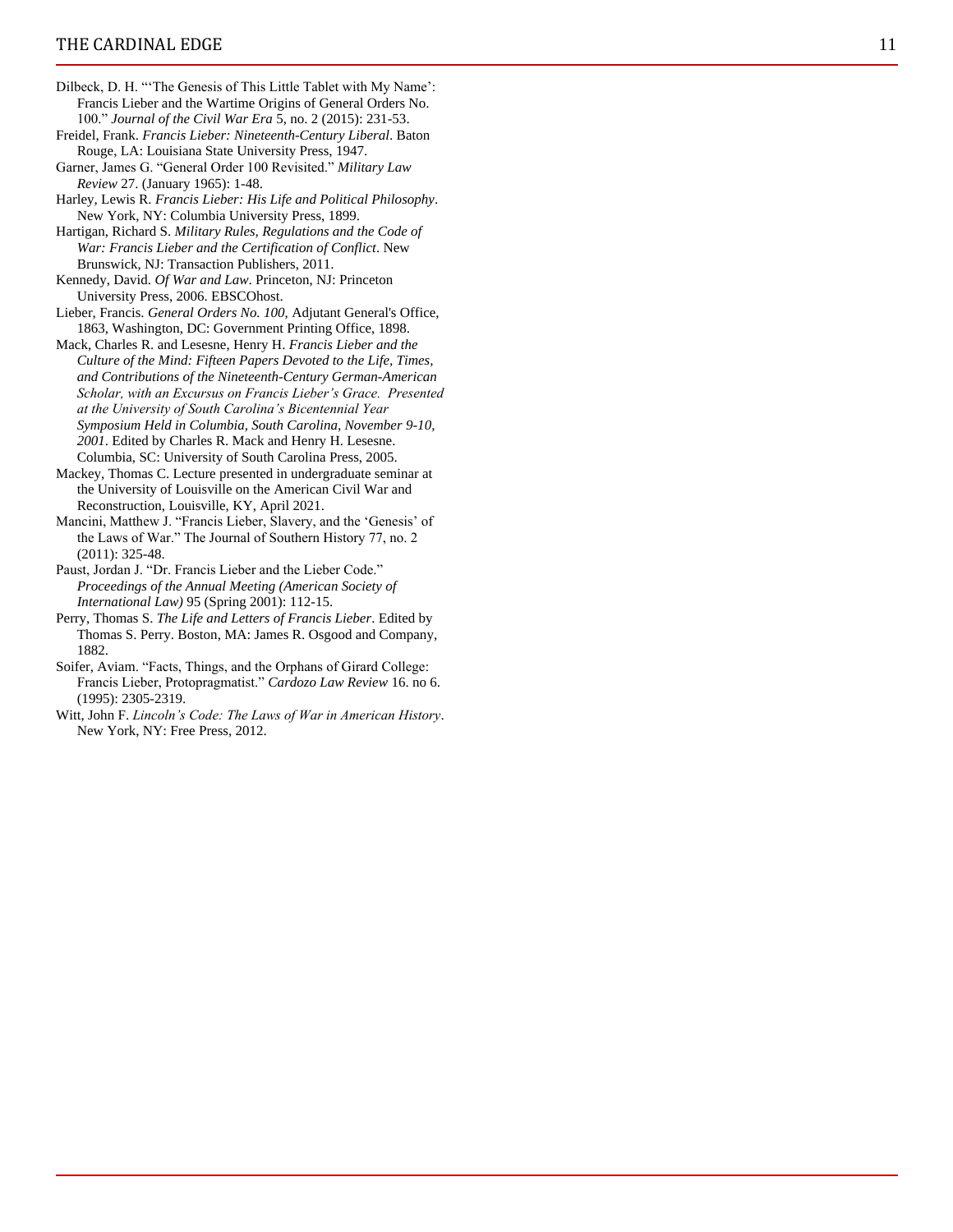Dilbeck, D. H. "'The Genesis of This Little Tablet with My Name': Francis Lieber and the Wartime Origins of General Orders No. 100." *Journal of the Civil War Era* 5, no. 2 (2015): 231-53.

Freidel, Frank. *Francis Lieber: Nineteenth-Century Liberal*. Baton Rouge, LA: Louisiana State University Press, 1947.

Garner, James G. "General Order 100 Revisited." *Military Law Review* 27. (January 1965): 1-48.

Harley, Lewis R. *Francis Lieber: His Life and Political Philosophy*. New York, NY: Columbia University Press, 1899.

Hartigan, Richard S. *Military Rules, Regulations and the Code of War: Francis Lieber and the Certification of Conflict*. New Brunswick, NJ: Transaction Publishers, 2011.

Kennedy, David. *Of War and Law*. Princeton, NJ: Princeton University Press, 2006. EBSCOhost.

Lieber, Francis. *General Orders No. 100*, Adjutant General's Office, 1863, Washington, DC: Government Printing Office, 1898.

Mack, Charles R. and Lesesne, Henry H. *Francis Lieber and the Culture of the Mind: Fifteen Papers Devoted to the Life, Times, and Contributions of the Nineteenth-Century German-American Scholar, with an Excursus on Francis Lieber's Grace. Presented at the University of South Carolina's Bicentennial Year Symposium Held in Columbia, South Carolina, November 9-10, 2001*. Edited by Charles R. Mack and Henry H. Lesesne. Columbia, SC: University of South Carolina Press, 2005.

Mackey, Thomas C. Lecture presented in undergraduate seminar at the University of Louisville on the American Civil War and Reconstruction, Louisville, KY, April 2021.

Mancini, Matthew J. "Francis Lieber, Slavery, and the 'Genesis' of the Laws of War." The Journal of Southern History 77, no. 2 (2011): 325-48.

Paust, Jordan J. "Dr. Francis Lieber and the Lieber Code." *Proceedings of the Annual Meeting (American Society of International Law)* 95 (Spring 2001): 112-15.

Perry, Thomas S. *The Life and Letters of Francis Lieber*. Edited by Thomas S. Perry. Boston, MA: James R. Osgood and Company, 1882.

Soifer, Aviam. "Facts, Things, and the Orphans of Girard College: Francis Lieber, Protopragmatist." *Cardozo Law Review* 16. no 6. (1995): 2305-2319.

Witt, John F. *Lincoln's Code: The Laws of War in American History*. New York, NY: Free Press, 2012.